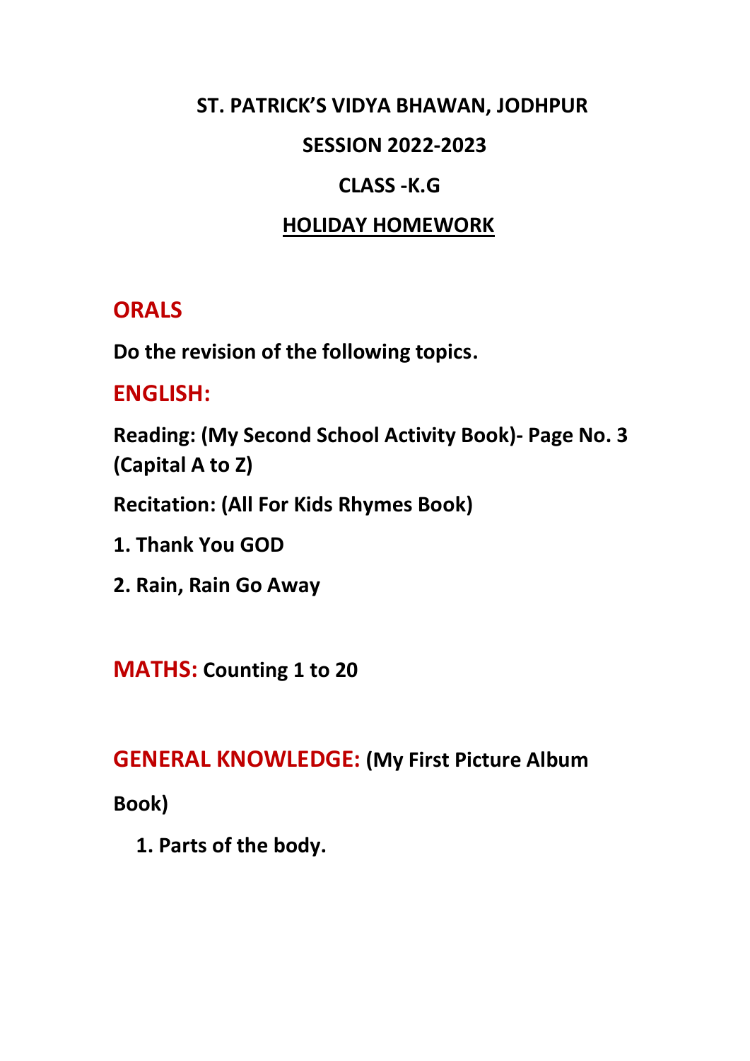# ST. PATRICK'S VIDYA BHAWAN, JODHPUR

## SESSION 2022-2023

## CLASS -K.G

## <u>HOLIDAY HOMEWORK</u>

## ORALS

**Do the revision of the following topics.**

## ENGLISH:

**Reading: (My Second School Activity Book)- Page No. 3 (Capital A to Z)**

**Recitation: (All For Kids Rhymes Book)**

**1. Thank You GOD**

**2. Rain, Rain Go Away**

**MATHS:** **Counting 1 to 20**

**GENERAL KNOWLEDGE:** **(My First Picture Album Book)**

1. **Parts of the body.**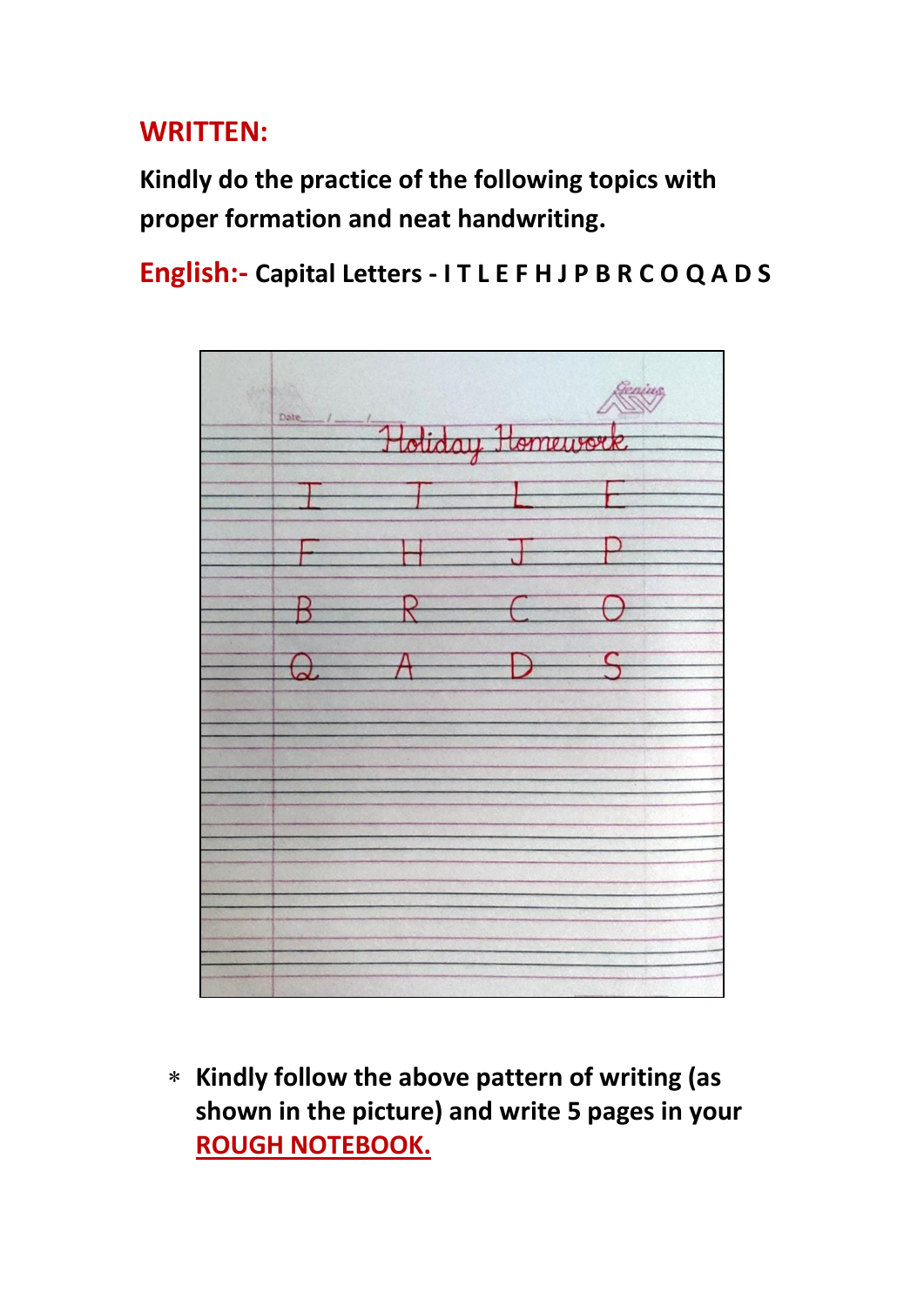## WRITTEN:

**Kindly do the practice of the following topics with proper formation and neat handwriting.**

**English:- Capital Letters - I T L E F H J P B R C O Q A D S**

- **Kindly follow the above pattern of writing (as shown in the picture) and write 5 pages in your ROUGH NOTEBOOK.**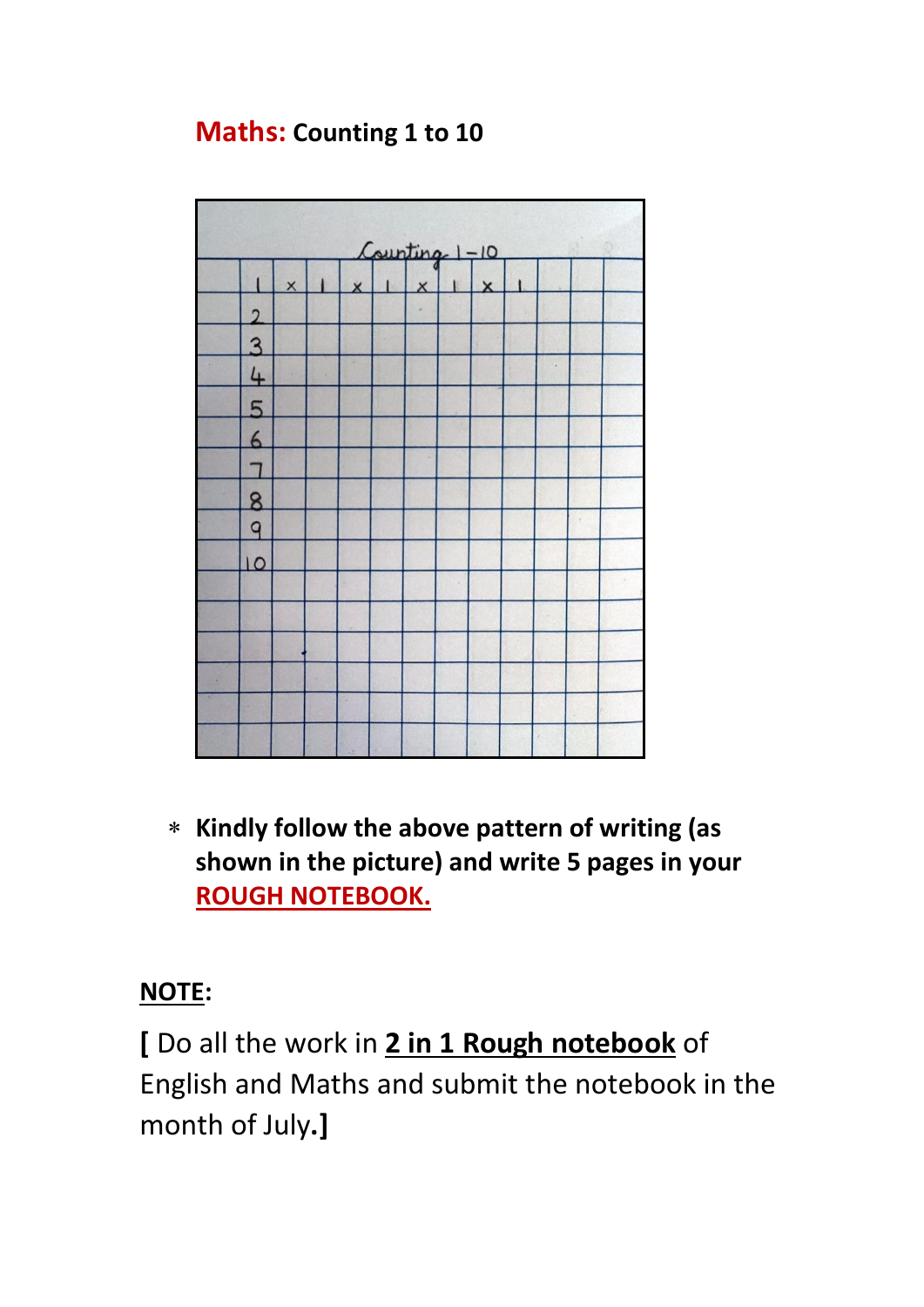**Maths: Counting 1 to 10**

- **Kindly follow the above pattern of writing (as shown in the picture) and write 5 pages in your ROUGH NOTEBOOK.**

**NOTE:**

**[** Do all the work in **2 in 1 Rough notebook** of English and Maths and submit the notebook in the month of July.**]**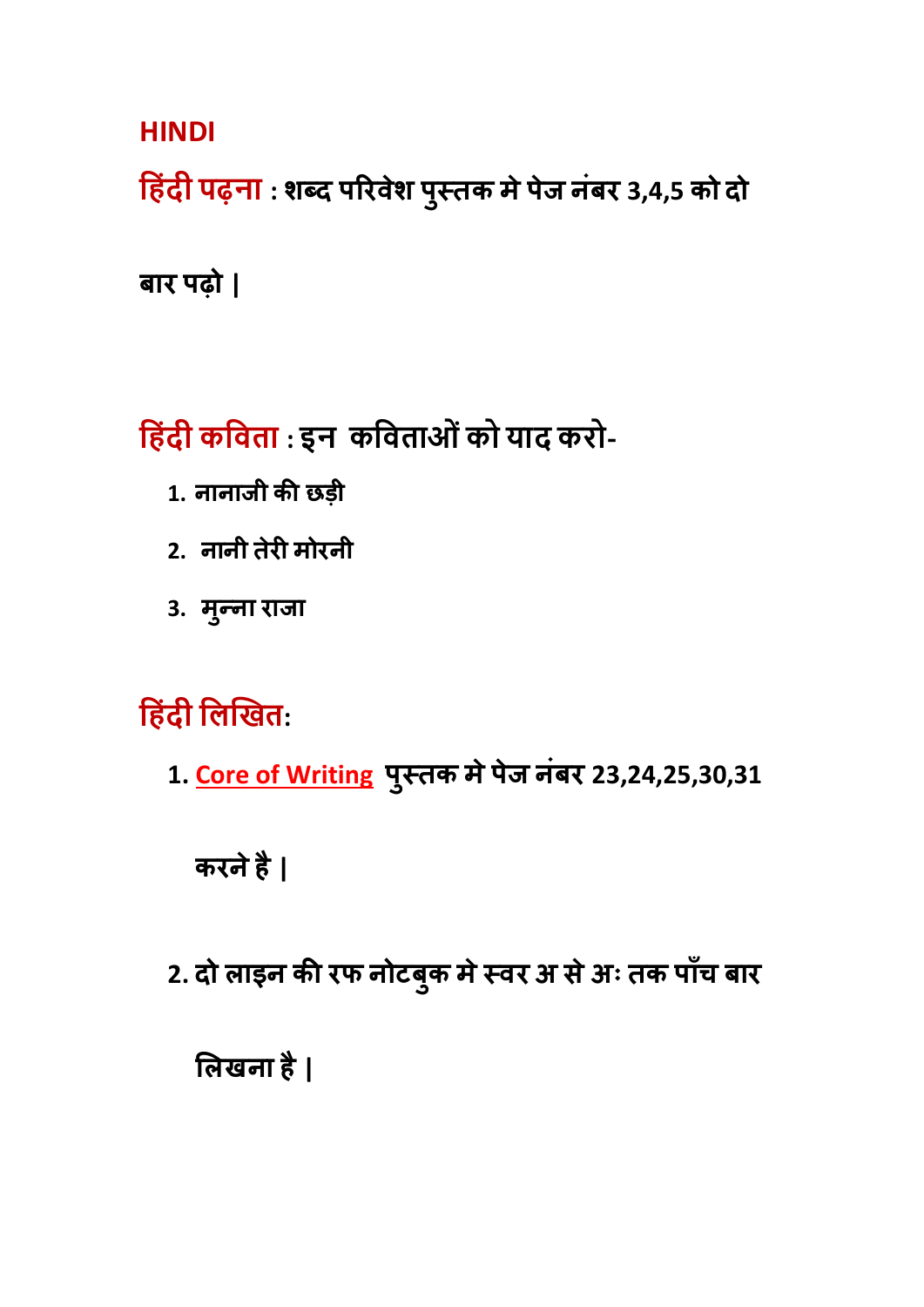## HINDI

**हिंदी पढ़ना : शब्द परिवेश पुस्तक मे पेज नंबर 3,4,5 को दो बार पढ़ो |**

**हिंदी कविता : इन कविताओं को याद करो-**

1. **नानाजी की छड़ी**
2. **नानी तेरी मोरनी**
3. **मुन्ना राजा**

**हिंदी लिखित:**

1. **Core of Writing पुस्तक मे पेज नंबर 23,24,25,30,31 करने है |**
2. **दो लाइन की रफ नोटबुक मे स्वर अ से अः तक पाँच बार लिखना है |**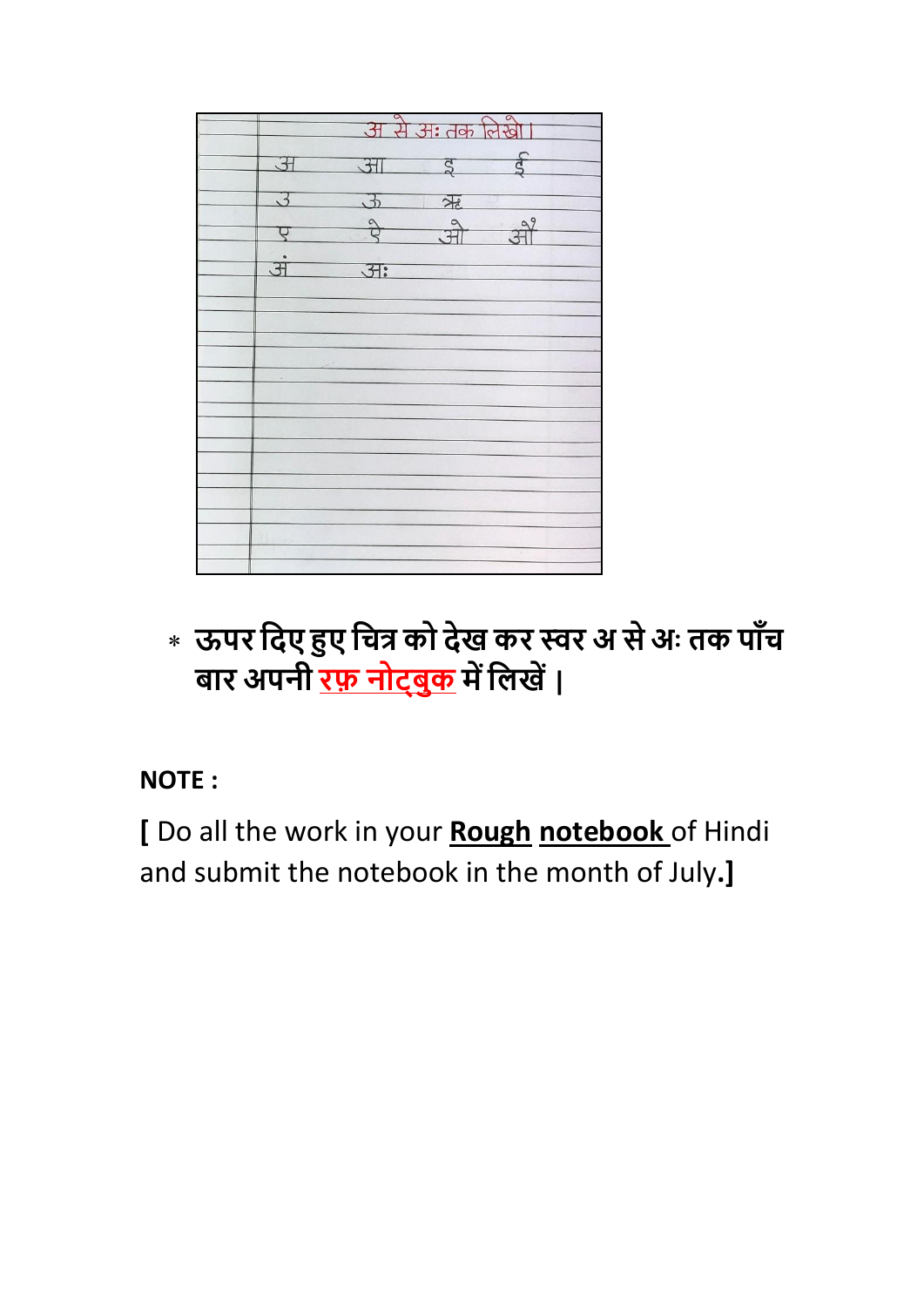अ से अः तक लिखो।

अ आ इ ई

उ ऊ ऋ

ए ऐ ओ औ

अं अः

* **ऊपर दिए हुए चित्र को देख कर स्वर अ से अः तक पाँच बार अपनी रफ़ नोट्बुक में लिखें।**

**NOTE :**

**[** Do all the work in your **Rough notebook** of Hindi and submit the notebook in the month of July.**]**